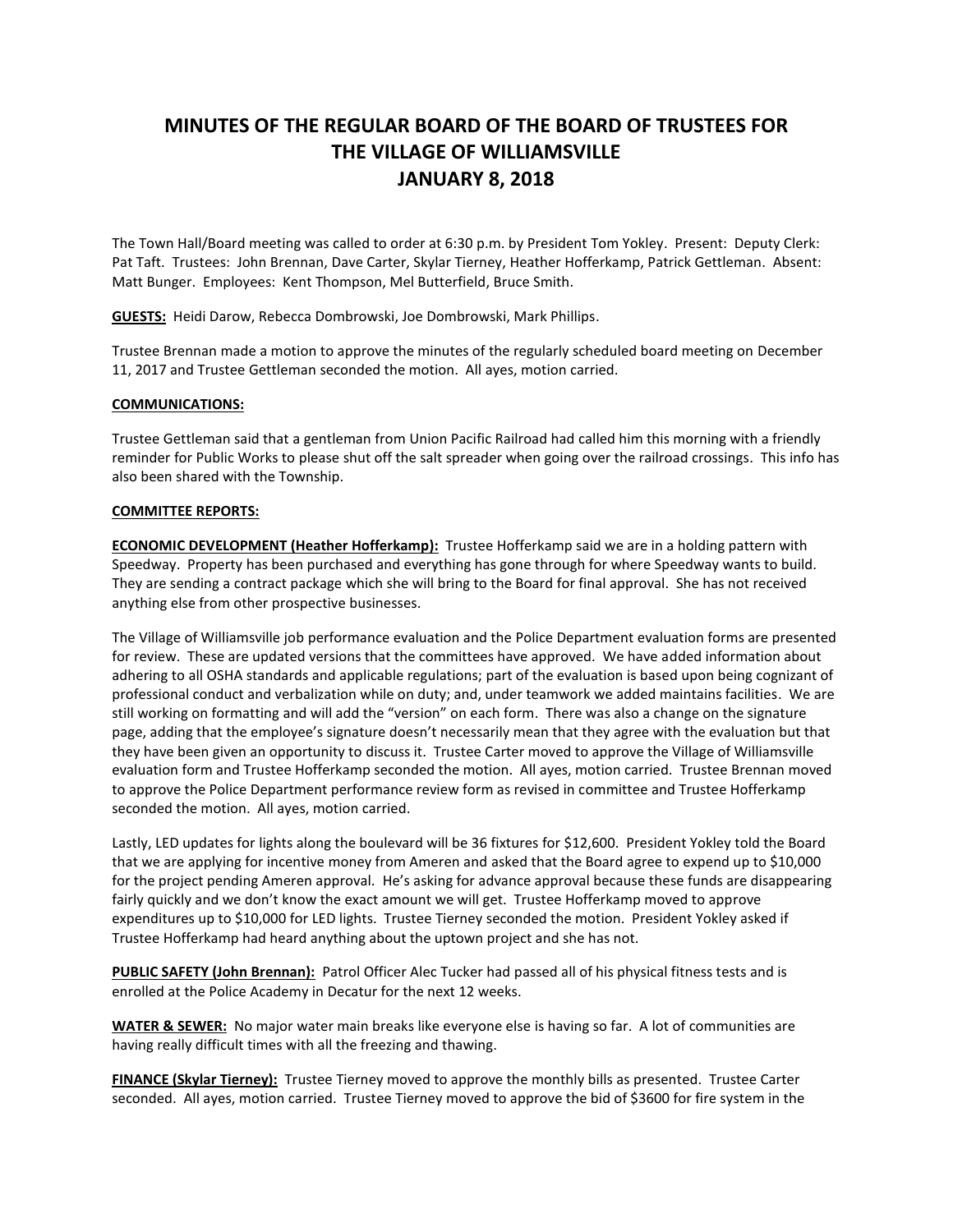# MINUTES OF THE REGULAR BOARD OF THE BOARD OF TRUSTEES FOR THE VILLAGE OF WILLIAMSVILLE JANUARY 8, 2018

The Town Hall/Board meeting was called to order at 6:30 p.m. by President Tom Yokley. Present: Deputy Clerk: Pat Taft. Trustees: John Brennan, Dave Carter, Skylar Tierney, Heather Hofferkamp, Patrick Gettleman. Absent: Matt Bunger. Employees: Kent Thompson, Mel Butterfield, Bruce Smith.

**GUESTS:** Heidi Darow, Rebecca Dombrowski, Joe Dombrowski, Mark Phillips.

Trustee Brennan made a motion to approve the minutes of the regularly scheduled board meeting on December 11, 2017 and Trustee Gettleman seconded the motion. All ayes, motion carried.

**COMMUNICATIONS:**

Trustee Gettleman said that a gentleman from Union Pacific Railroad had called him this morning with a friendly reminder for Public Works to please shut off the salt spreader when going over the railroad crossings. This info has also been shared with the Township.

**COMMITTEE REPORTS:**

**ECONOMIC DEVELOPMENT (Heather Hofferkamp):** Trustee Hofferkamp said we are in a holding pattern with Speedway. Property has been purchased and everything has gone through for where Speedway wants to build. They are sending a contract package which she will bring to the Board for final approval. She has not received anything else from other prospective businesses.

The Village of Williamsville job performance evaluation and the Police Department evaluation forms are presented for review. These are updated versions that the committees have approved. We have added information about adhering to all OSHA standards and applicable regulations; part of the evaluation is based upon being cognizant of professional conduct and verbalization while on duty; and, under teamwork we added maintains facilities. We are still working on formatting and will add the "version" on each form. There was also a change on the signature page, adding that the employee's signature doesn't necessarily mean that they agree with the evaluation but that they have been given an opportunity to discuss it. Trustee Carter moved to approve the Village of Williamsville evaluation form and Trustee Hofferkamp seconded the motion. All ayes, motion carried. Trustee Brennan moved to approve the Police Department performance review form as revised in committee and Trustee Hofferkamp seconded the motion. All ayes, motion carried.

Lastly, LED updates for lights along the boulevard will be 36 fixtures for $12,600. President Yokley told the Board that we are applying for incentive money from Ameren and asked that the Board agree to expend up to $10,000 for the project pending Ameren approval. He's asking for advance approval because these funds are disappearing fairly quickly and we don't know the exact amount we will get. Trustee Hofferkamp moved to approve expenditures up to $10,000 for LED lights. Trustee Tierney seconded the motion. President Yokley asked if Trustee Hofferkamp had heard anything about the uptown project and she has not.

**PUBLIC SAFETY (John Brennan):** Patrol Officer Alec Tucker had passed all of his physical fitness tests and is enrolled at the Police Academy in Decatur for the next 12 weeks.

**WATER & SEWER:** No major water main breaks like everyone else is having so far. A lot of communities are having really difficult times with all the freezing and thawing.

**FINANCE (Skylar Tierney):** Trustee Tierney moved to approve the monthly bills as presented. Trustee Carter seconded. All ayes, motion carried. Trustee Tierney moved to approve the bid of $3600 for fire system in the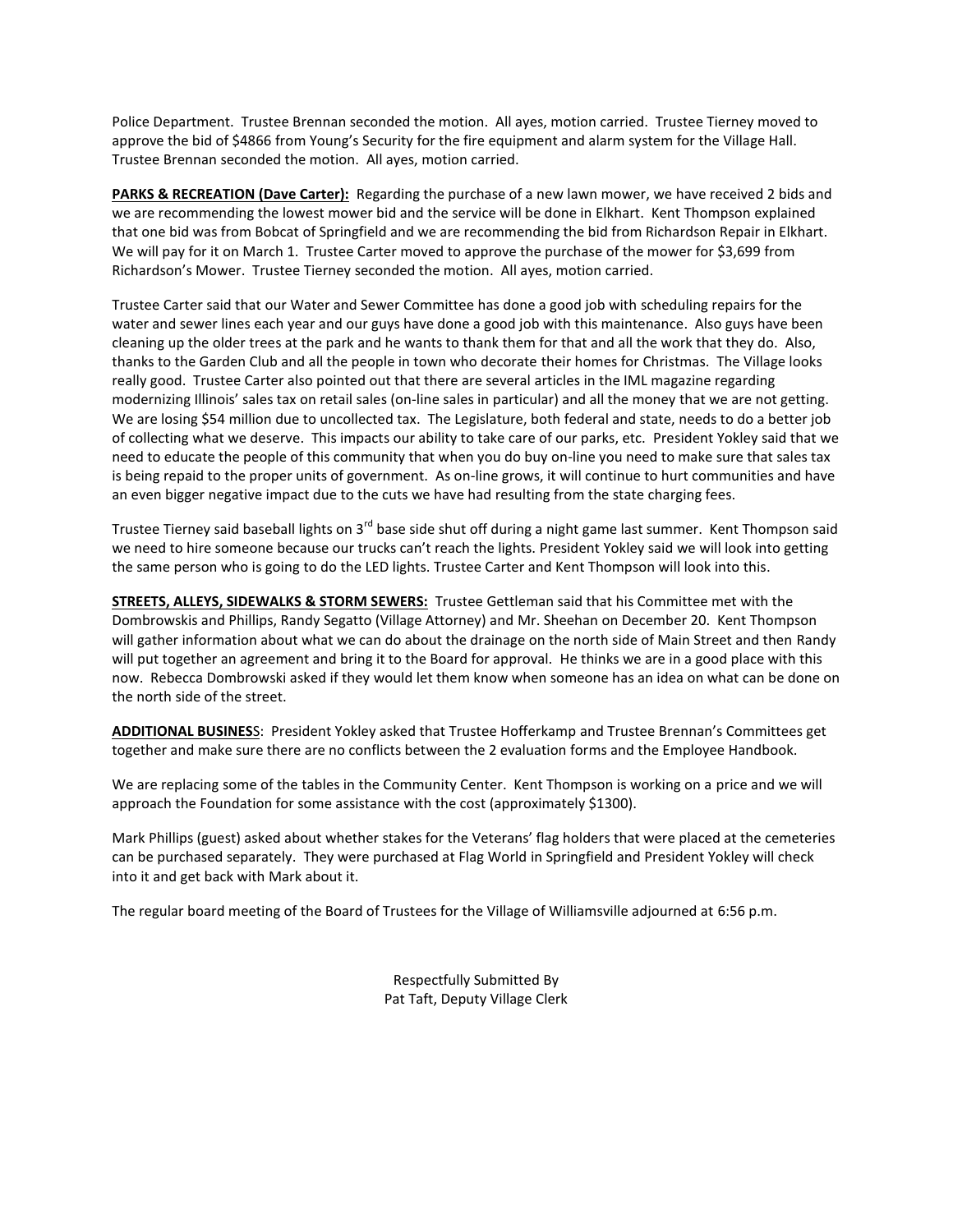Police Department. Trustee Brennan seconded the motion. All ayes, motion carried. Trustee Tierney moved to approve the bid of $4866 from Young's Security for the fire equipment and alarm system for the Village Hall. Trustee Brennan seconded the motion. All ayes, motion carried.

**PARKS & RECREATION (Dave Carter):** Regarding the purchase of a new lawn mower, we have received 2 bids and we are recommending the lowest mower bid and the service will be done in Elkhart. Kent Thompson explained that one bid was from Bobcat of Springfield and we are recommending the bid from Richardson Repair in Elkhart. We will pay for it on March 1. Trustee Carter moved to approve the purchase of the mower for $3,699 from Richardson's Mower. Trustee Tierney seconded the motion. All ayes, motion carried.

Trustee Carter said that our Water and Sewer Committee has done a good job with scheduling repairs for the water and sewer lines each year and our guys have done a good job with this maintenance. Also guys have been cleaning up the older trees at the park and he wants to thank them for that and all the work that they do. Also, thanks to the Garden Club and all the people in town who decorate their homes for Christmas. The Village looks really good. Trustee Carter also pointed out that there are several articles in the IML magazine regarding modernizing Illinois' sales tax on retail sales (on-line sales in particular) and all the money that we are not getting. We are losing $54 million due to uncollected tax. The Legislature, both federal and state, needs to do a better job of collecting what we deserve. This impacts our ability to take care of our parks, etc. President Yokley said that we need to educate the people of this community that when you do buy on-line you need to make sure that sales tax is being repaid to the proper units of government. As on-line grows, it will continue to hurt communities and have an even bigger negative impact due to the cuts we have had resulting from the state charging fees.

Trustee Tierney said baseball lights on 3rd base side shut off during a night game last summer. Kent Thompson said we need to hire someone because our trucks can't reach the lights. President Yokley said we will look into getting the same person who is going to do the LED lights. Trustee Carter and Kent Thompson will look into this.

**STREETS, ALLEYS, SIDEWALKS & STORM SEWERS:** Trustee Gettleman said that his Committee met with the Dombrowskis and Phillips, Randy Segatto (Village Attorney) and Mr. Sheehan on December 20. Kent Thompson will gather information about what we can do about the drainage on the north side of Main Street and then Randy will put together an agreement and bring it to the Board for approval. He thinks we are in a good place with this now. Rebecca Dombrowski asked if they would let them know when someone has an idea on what can be done on the north side of the street.

**ADDITIONAL BUSINESS:** President Yokley asked that Trustee Hofferkamp and Trustee Brennan's Committees get together and make sure there are no conflicts between the 2 evaluation forms and the Employee Handbook.

We are replacing some of the tables in the Community Center. Kent Thompson is working on a price and we will approach the Foundation for some assistance with the cost (approximately $1300).

Mark Phillips (guest) asked about whether stakes for the Veterans' flag holders that were placed at the cemeteries can be purchased separately. They were purchased at Flag World in Springfield and President Yokley will check into it and get back with Mark about it.

The regular board meeting of the Board of Trustees for the Village of Williamsville adjourned at 6:56 p.m.

Respectfully Submitted By
Pat Taft, Deputy Village Clerk